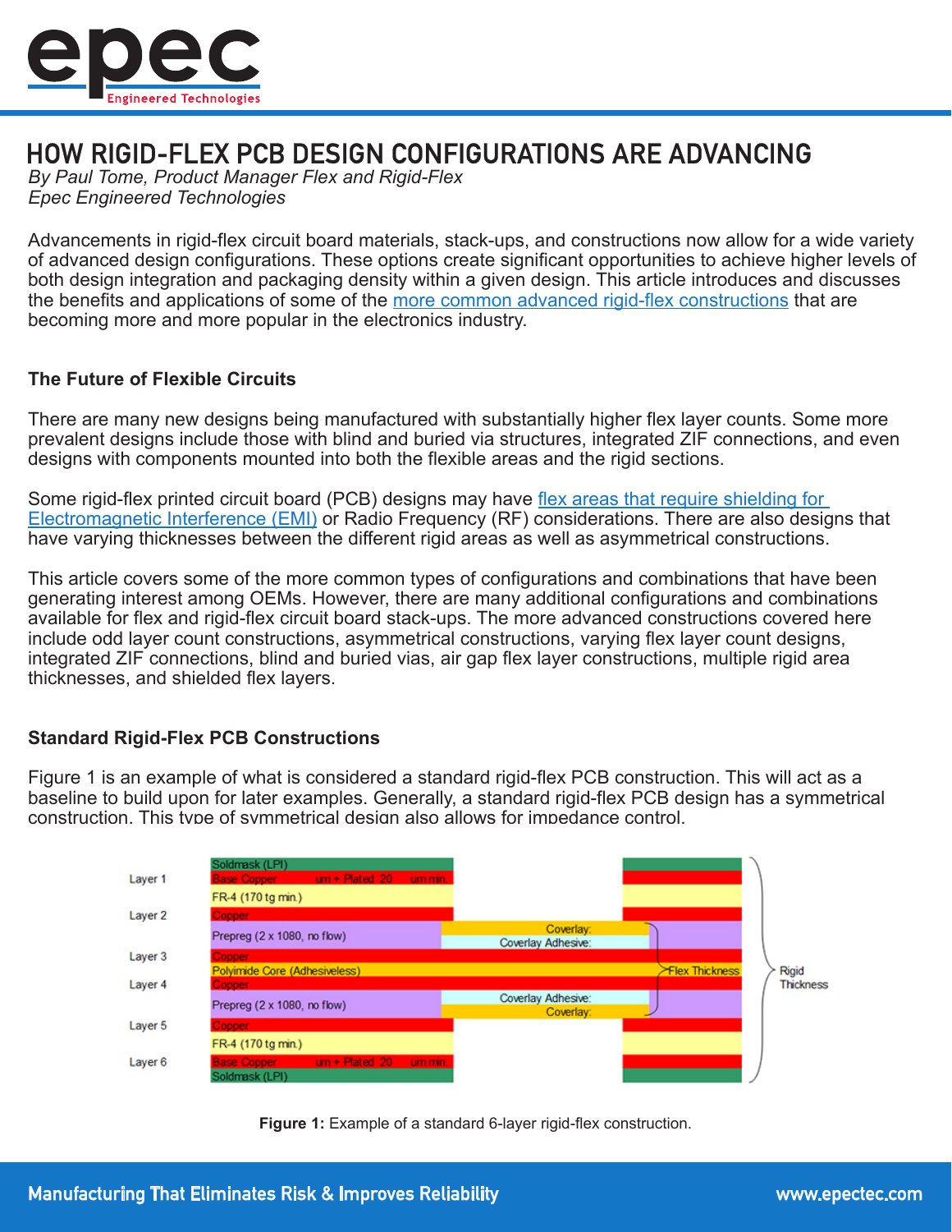// Page 1 of 8 · doc 55132d34ce98

# HOW RIGID-FLEX PCB DESIGN CONFIGURATIONS ARE ADVANCING

*By Paul Tome, Product Manager Flex and Rigid-Flex*
*Epec Engineered Technologies*

Advancements in rigid-flex circuit board materials, stack-ups, and constructions now allow for a wide variety of advanced design configurations. These options create significant opportunities to achieve higher levels of both design integration and packaging density within a given design. This article introduces and discusses the benefits and applications of some of the more common advanced rigid-flex constructions that are becoming more and more popular in the electronics industry.

### The Future of Flexible Circuits

There are many new designs being manufactured with substantially higher flex layer counts. Some more prevalent designs include those with blind and buried via structures, integrated ZIF connections, and even designs with components mounted into both the flexible areas and the rigid sections.

Some rigid-flex printed circuit board (PCB) designs may have flex areas that require shielding for Electromagnetic Interference (EMI) or Radio Frequency (RF) considerations. There are also designs that have varying thicknesses between the different rigid areas as well as asymmetrical constructions.

This article covers some of the more common types of configurations and combinations that have been generating interest among OEMs. However, there are many additional configurations and combinations available for flex and rigid-flex circuit board stack-ups. The more advanced constructions covered here include odd layer count constructions, asymmetrical constructions, varying flex layer count designs, integrated ZIF connections, blind and buried vias, air gap flex layer constructions, multiple rigid area thicknesses, and shielded flex layers.

### Standard Rigid-Flex PCB Constructions

Figure 1 is an example of what is considered a standard rigid-flex PCB construction. This will act as a baseline to build upon for later examples. Generally, a standard rigid-flex PCB design has a symmetrical construction. This type of symmetrical design also allows for impedance control.

| Layer | Rigid area | Flex area |
|---|---|---|
| | Soldmask (LPI) | |
| Layer 1 | Base Copper um + Plated 20 um min. | |
| | FR-4 (170 tg min.) | |
| Layer 2 | Copper | |
| | Prepreg (2 x 1080, no flow) | Coverlay / Coverlay Adhesive |
| Layer 3 | Copper | Copper |
| | Polyimide Core (Adhesiveless) | Polyimide Core (Adhesiveless) |
| Layer 4 | Copper | Copper |
| | Prepreg (2 x 1080, no flow) | Coverlay Adhesive / Coverlay |
| Layer 5 | Copper | |
| | FR-4 (170 tg min.) | |
| Layer 6 | Base Copper um + Plated 20 um min. | |
| | Soldmask (LPI) | |

Flex Thickness — Rigid Thickness

**Figure 1:** Example of a standard 6-layer rigid-flex construction.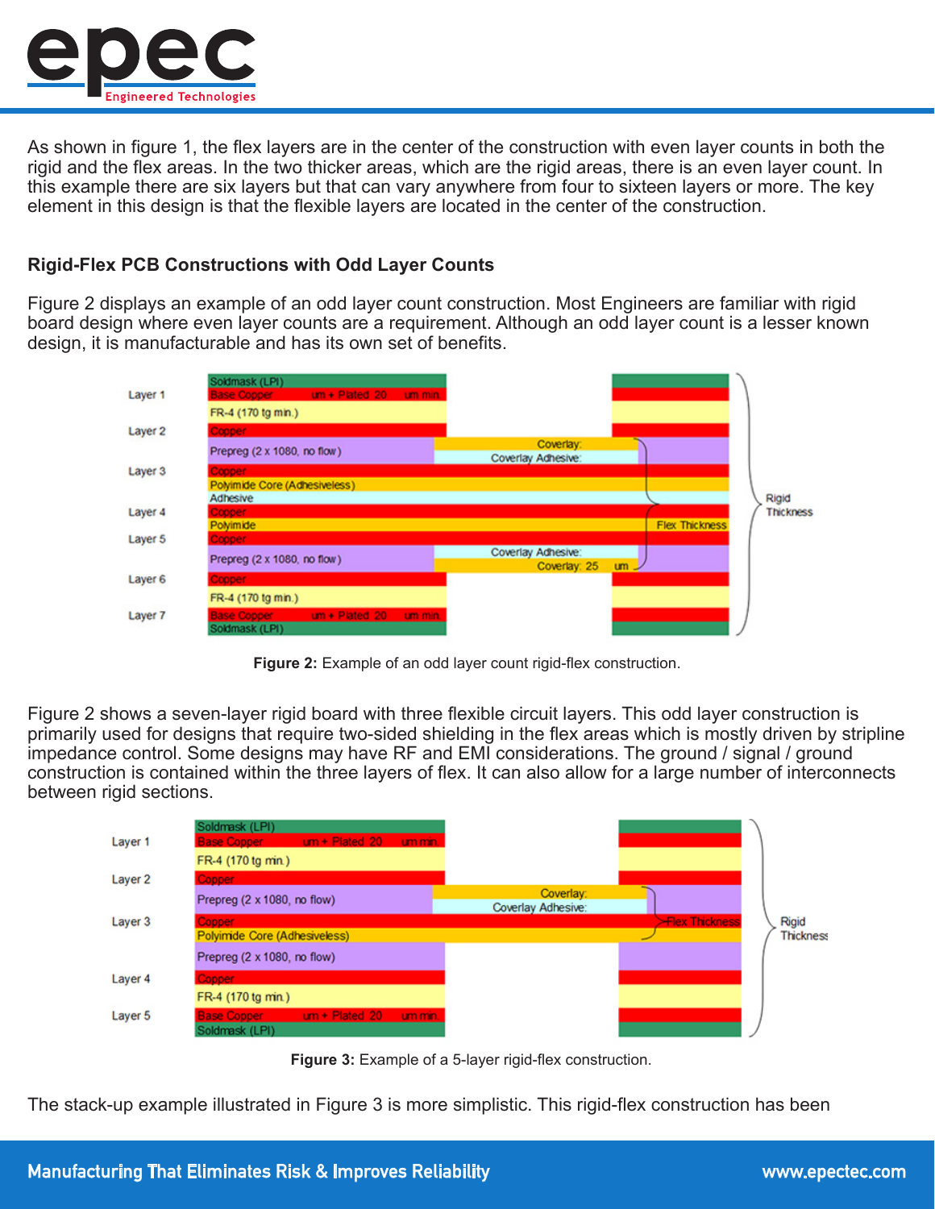As shown in figure 1, the flex layers are in the center of the construction with even layer counts in both the rigid and the flex areas. In the two thicker areas, which are the rigid areas, there is an even layer count. In this example there are six layers but that can vary anywhere from four to sixteen layers or more. The key element in this design is that the flexible layers are located in the center of the construction.

### Rigid-Flex PCB Constructions with Odd Layer Counts

Figure 2 displays an example of an odd layer count construction. Most Engineers are familiar with rigid board design where even layer counts are a requirement. Although an odd layer count is a lesser known design, it is manufacturable and has its own set of benefits.

**Figure 2:** Example of an odd layer count rigid-flex construction.

Figure 2 shows a seven-layer rigid board with three flexible circuit layers. This odd layer construction is primarily used for designs that require two-sided shielding in the flex areas which is mostly driven by stripline impedance control. Some designs may have RF and EMI considerations. The ground / signal / ground construction is contained within the three layers of flex. It can also allow for a large number of interconnects between rigid sections.

**Figure 3:** Example of a 5-layer rigid-flex construction.

The stack-up example illustrated in Figure 3 is more simplistic. This rigid-flex construction has been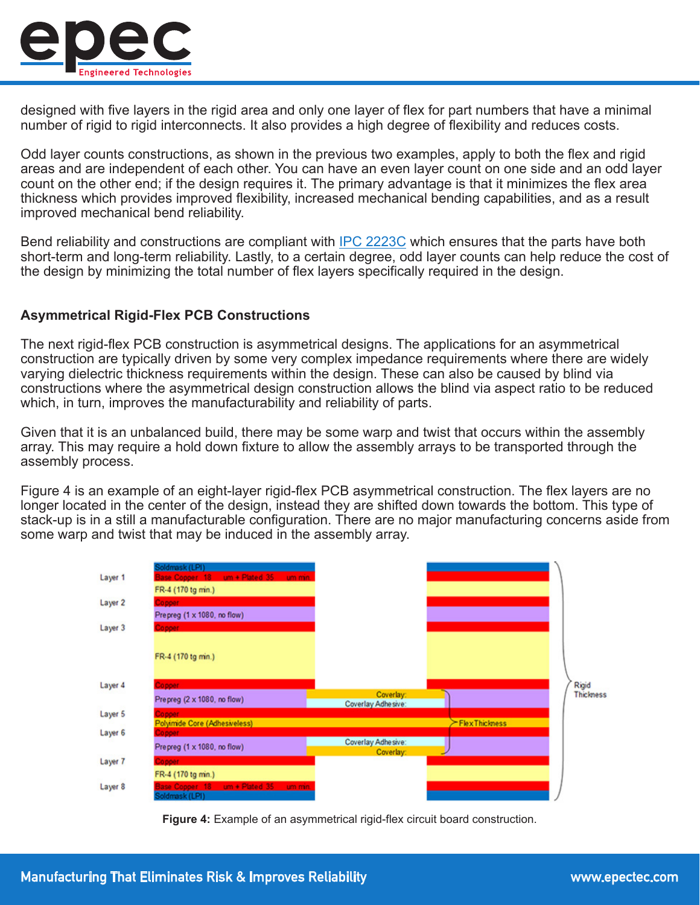designed with five layers in the rigid area and only one layer of flex for part numbers that have a minimal number of rigid to rigid interconnects. It also provides a high degree of flexibility and reduces costs.

Odd layer counts constructions, as shown in the previous two examples, apply to both the flex and rigid areas and are independent of each other. You can have an even layer count on one side and an odd layer count on the other end; if the design requires it. The primary advantage is that it minimizes the flex area thickness which provides improved flexibility, increased mechanical bending capabilities, and as a result improved mechanical bend reliability.

Bend reliability and constructions are compliant with IPC 2223C which ensures that the parts have both short-term and long-term reliability. Lastly, to a certain degree, odd layer counts can help reduce the cost of the design by minimizing the total number of flex layers specifically required in the design.

## Asymmetrical Rigid-Flex PCB Constructions

The next rigid-flex PCB construction is asymmetrical designs. The applications for an asymmetrical construction are typically driven by some very complex impedance requirements where there are widely varying dielectric thickness requirements within the design. These can also be caused by blind via constructions where the asymmetrical design construction allows the blind via aspect ratio to be reduced which, in turn, improves the manufacturability and reliability of parts.

Given that it is an unbalanced build, there may be some warp and twist that occurs within the assembly array. This may require a hold down fixture to allow the assembly arrays to be transported through the assembly process.

Figure 4 is an example of an eight-layer rigid-flex PCB asymmetrical construction. The flex layers are no longer located in the center of the design, instead they are shifted down towards the bottom. This type of stack-up is in a still a manufacturable configuration. There are no major manufacturing concerns aside from some warp and twist that may be induced in the assembly array.

| Layer | Rigid Stack-up | Flex Area |
|---|---|---|
| | Soldmask (LPI) | |
| Layer 1 | Base Copper 18 um + Plated 35 um min. | |
| | FR-4 (170 tg min.) | |
| Layer 2 | Copper | |
| | Prepreg (1 x 1080, no flow) | |
| Layer 3 | Copper | |
| | FR-4 (170 tg min.) | |
| Layer 4 | Copper | |
| | Prepreg (2 x 1080, no flow) | Coverlay / Coverlay Adhesive |
| Layer 5 | Copper | Copper |
| | Polyimide Core (Adhesiveless) | Polyimide Core (Adhesiveless) |
| Layer 6 | Copper | Copper |
| | Prepreg (1 x 1080, no flow) | Coverlay Adhesive / Coverlay |
| Layer 7 | Copper | |
| | FR-4 (170 tg min.) | |
| Layer 8 | Base Copper 18 um + Plated 35 um min. | |
| | Soldmask (LPI) | |

Rigid Thickness: Layer 1 through Layer 8. Flex Thickness: Coverlay through Coverlay.

**Figure 4:** Example of an asymmetrical rigid-flex circuit board construction.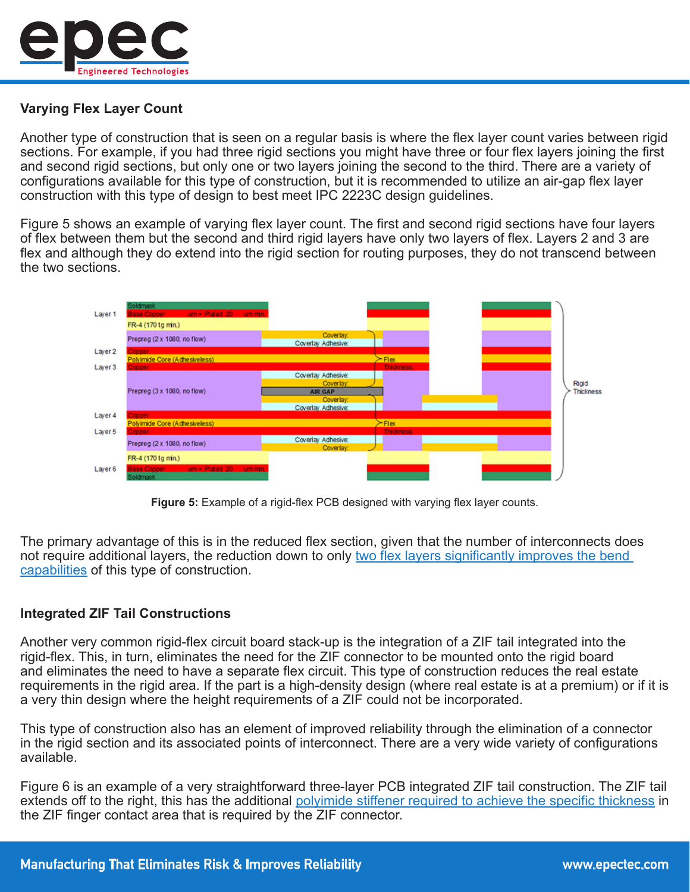### Varying Flex Layer Count

Another type of construction that is seen on a regular basis is where the flex layer count varies between rigid sections. For example, if you had three rigid sections you might have three or four flex layers joining the first and second rigid sections, but only one or two layers joining the second to the third. There are a variety of configurations available for this type of construction, but it is recommended to utilize an air-gap flex layer construction with this type of design to best meet IPC 2223C design guidelines.

Figure 5 shows an example of varying flex layer count. The first and second rigid sections have four layers of flex between them but the second and third rigid layers have only two layers of flex. Layers 2 and 3 are flex and although they do extend into the rigid section for routing purposes, they do not transcend between the two sections.

**Figure 5:** Example of a rigid-flex PCB designed with varying flex layer counts.

The primary advantage of this is in the reduced flex section, given that the number of interconnects does not require additional layers, the reduction down to only two flex layers significantly improves the bend capabilities of this type of construction.

### Integrated ZIF Tail Constructions

Another very common rigid-flex circuit board stack-up is the integration of a ZIF tail integrated into the rigid-flex. This, in turn, eliminates the need for the ZIF connector to be mounted onto the rigid board and eliminates the need to have a separate flex circuit. This type of construction reduces the real estate requirements in the rigid area. If the part is a high-density design (where real estate is at a premium) or if it is a very thin design where the height requirements of a ZIF could not be incorporated.

This type of construction also has an element of improved reliability through the elimination of a connector in the rigid section and its associated points of interconnect. There are a very wide variety of configurations available.

Figure 6 is an example of a very straightforward three-layer PCB integrated ZIF tail construction. The ZIF tail extends off to the right, this has the additional polyimide stiffener required to achieve the specific thickness in the ZIF finger contact area that is required by the ZIF connector.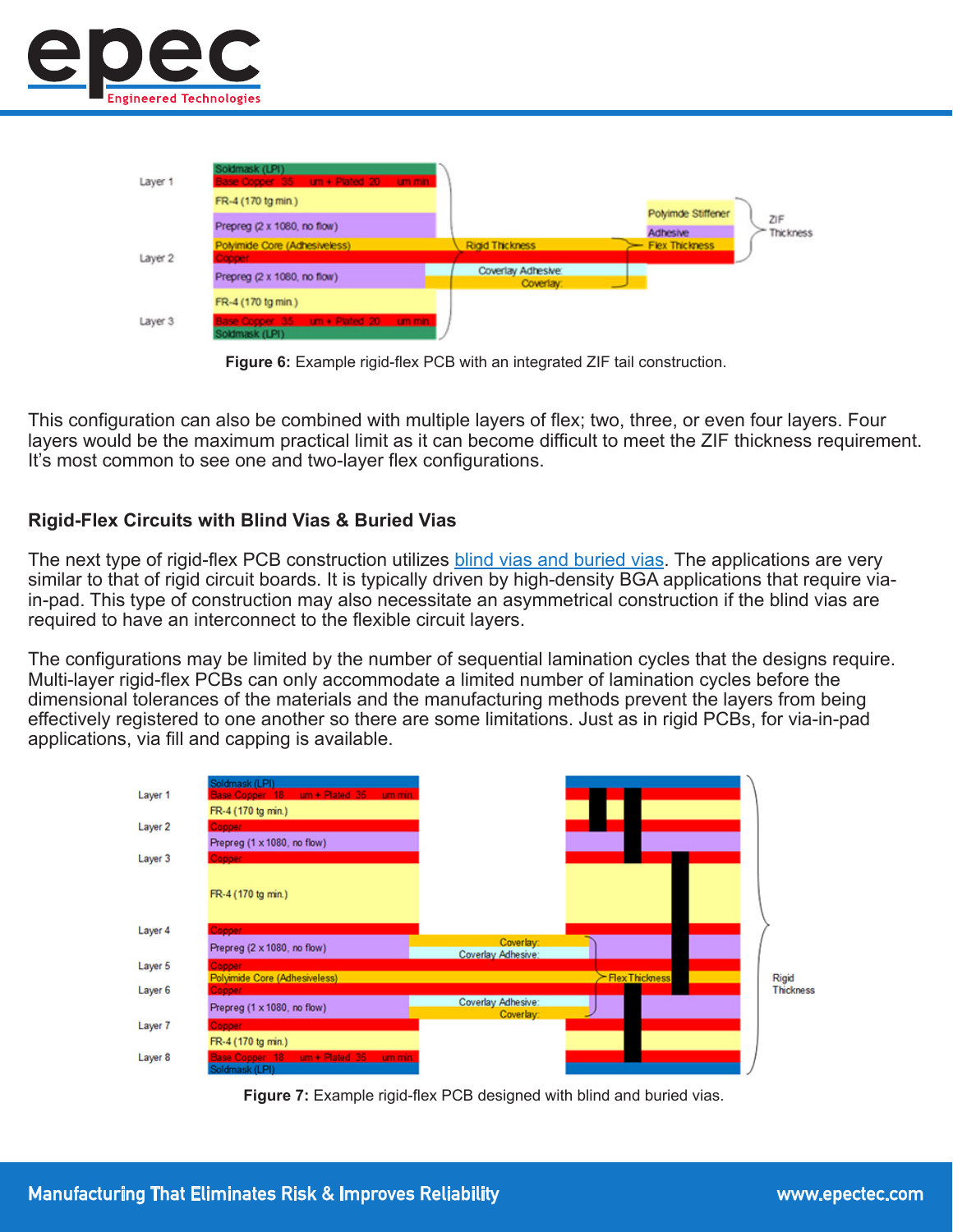Figure 6: Example rigid-flex PCB with an integrated ZIF tail construction.

This configuration can also be combined with multiple layers of flex; two, three, or even four layers. Four layers would be the maximum practical limit as it can become difficult to meet the ZIF thickness requirement. It's most common to see one and two-layer flex configurations.

## Rigid-Flex Circuits with Blind Vias & Buried Vias

The next type of rigid-flex PCB construction utilizes blind vias and buried vias. The applications are very similar to that of rigid circuit boards. It is typically driven by high-density BGA applications that require via-in-pad. This type of construction may also necessitate an asymmetrical construction if the blind vias are required to have an interconnect to the flexible circuit layers.

The configurations may be limited by the number of sequential lamination cycles that the designs require. Multi-layer rigid-flex PCBs can only accommodate a limited number of lamination cycles before the dimensional tolerances of the materials and the manufacturing methods prevent the layers from being effectively registered to one another so there are some limitations. Just as in rigid PCBs, for via-in-pad applications, via fill and capping is available.

Figure 7: Example rigid-flex PCB designed with blind and buried vias.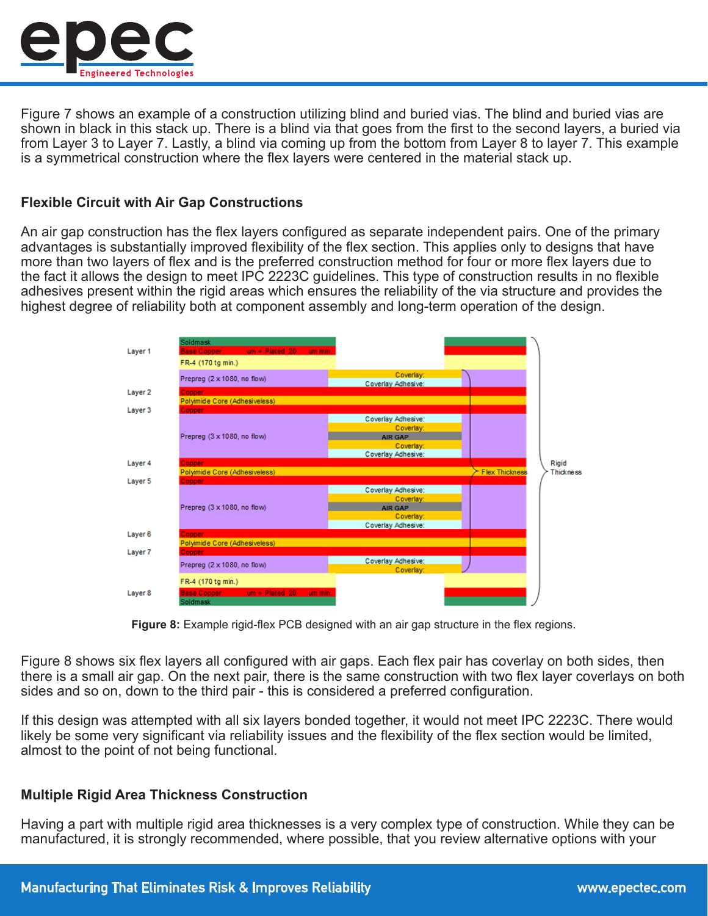Figure 7 shows an example of a construction utilizing blind and buried vias. The blind and buried vias are shown in black in this stack up. There is a blind via that goes from the first to the second layers, a buried via from Layer 3 to Layer 7. Lastly, a blind via coming up from the bottom from Layer 8 to layer 7. This example is a symmetrical construction where the flex layers were centered in the material stack up.

### Flexible Circuit with Air Gap Constructions

An air gap construction has the flex layers configured as separate independent pairs. One of the primary advantages is substantially improved flexibility of the flex section. This applies only to designs that have more than two layers of flex and is the preferred construction method for four or more flex layers due to the fact it allows the design to meet IPC 2223C guidelines. This type of construction results in no flexible adhesives present within the rigid areas which ensures the reliability of the via structure and provides the highest degree of reliability both at component assembly and long-term operation of the design.

**Figure 8:** Example rigid-flex PCB designed with an air gap structure in the flex regions.

Figure 8 shows six flex layers all configured with air gaps. Each flex pair has coverlay on both sides, then there is a small air gap. On the next pair, there is the same construction with two flex layer coverlays on both sides and so on, down to the third pair - this is considered a preferred configuration.

If this design was attempted with all six layers bonded together, it would not meet IPC 2223C. There would likely be some very significant via reliability issues and the flexibility of the flex section would be limited, almost to the point of not being functional.

### Multiple Rigid Area Thickness Construction

Having a part with multiple rigid area thicknesses is a very complex type of construction. While they can be manufactured, it is strongly recommended, where possible, that you review alternative options with your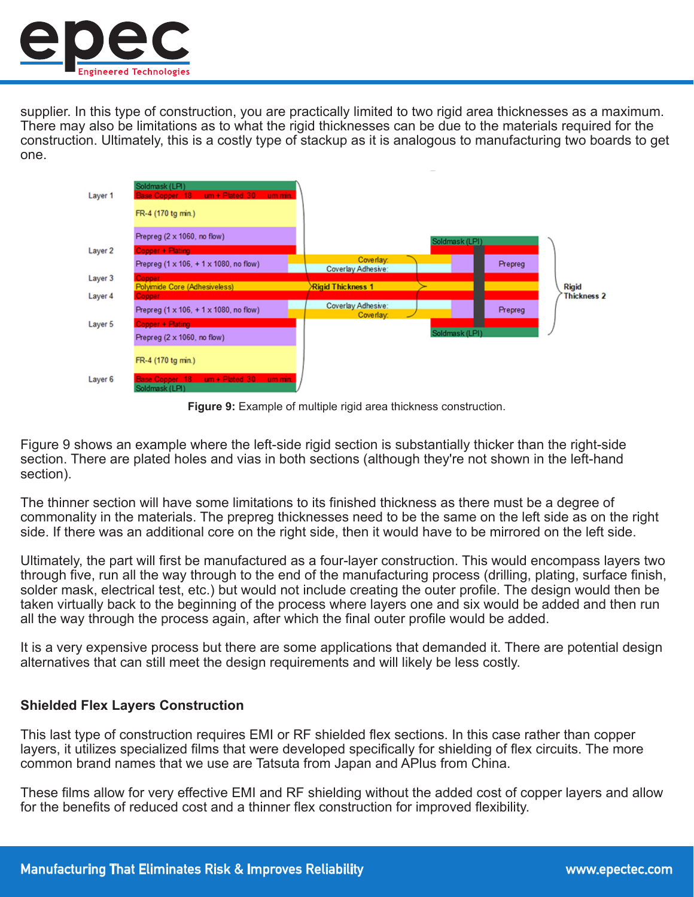supplier. In this type of construction, you are practically limited to two rigid area thicknesses as a maximum. There may also be limitations as to what the rigid thicknesses can be due to the materials required for the construction. Ultimately, this is a costly type of stackup as it is analogous to manufacturing two boards to get one.

**Figure 9:** Example of multiple rigid area thickness construction.

Figure 9 shows an example where the left-side rigid section is substantially thicker than the right-side section. There are plated holes and vias in both sections (although they're not shown in the left-hand section).

The thinner section will have some limitations to its finished thickness as there must be a degree of commonality in the materials. The prepreg thicknesses need to be the same on the left side as on the right side. If there was an additional core on the right side, then it would have to be mirrored on the left side.

Ultimately, the part will first be manufactured as a four-layer construction. This would encompass layers two through five, run all the way through to the end of the manufacturing process (drilling, plating, surface finish, solder mask, electrical test, etc.) but would not include creating the outer profile. The design would then be taken virtually back to the beginning of the process where layers one and six would be added and then run all the way through the process again, after which the final outer profile would be added.

It is a very expensive process but there are some applications that demanded it. There are potential design alternatives that can still meet the design requirements and will likely be less costly.

### Shielded Flex Layers Construction

This last type of construction requires EMI or RF shielded flex sections. In this case rather than copper layers, it utilizes specialized films that were developed specifically for shielding of flex circuits. The more common brand names that we use are Tatsuta from Japan and APlus from China.

These films allow for very effective EMI and RF shielding without the added cost of copper layers and allow for the benefits of reduced cost and a thinner flex construction for improved flexibility.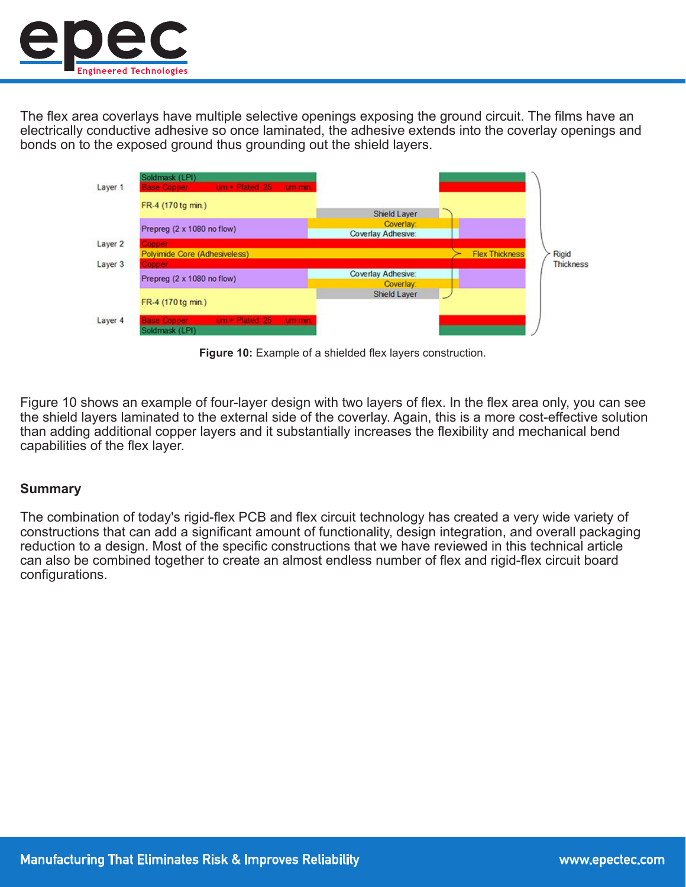The flex area coverlays have multiple selective openings exposing the ground circuit. The films have an electrically conductive adhesive so once laminated, the adhesive extends into the coverlay openings and bonds on to the exposed ground thus grounding out the shield layers.

Layer 1
Soldmask (LPI)
Base Copper um + Plated 25 um min.
FR-4 (170 tg min.)
Shield Layer
Coverlay
Coverlay Adhesive
Prepreg (2 x 1080 no flow)
Layer 2
Copper
Polyimide Core (Adhesiveless)
Flex Thickness
Rigid Thickness
Layer 3
Copper
Prepreg (2 x 1080 no flow)
Coverlay Adhesive
Coverlay
Shield Layer
FR-4 (170 tg min.)
Layer 4
Base Copper um + Plated 25 um min.
Soldmask (LPI)

**Figure 10:** Example of a shielded flex layers construction.

Figure 10 shows an example of four-layer design with two layers of flex. In the flex area only, you can see the shield layers laminated to the external side of the coverlay. Again, this is a more cost-effective solution than adding additional copper layers and it substantially increases the flexibility and mechanical bend capabilities of the flex layer.

## Summary

The combination of today's rigid-flex PCB and flex circuit technology has created a very wide variety of constructions that can add a significant amount of functionality, design integration, and overall packaging reduction to a design. Most of the specific constructions that we have reviewed in this technical article can also be combined together to create an almost endless number of flex and rigid-flex circuit board configurations.